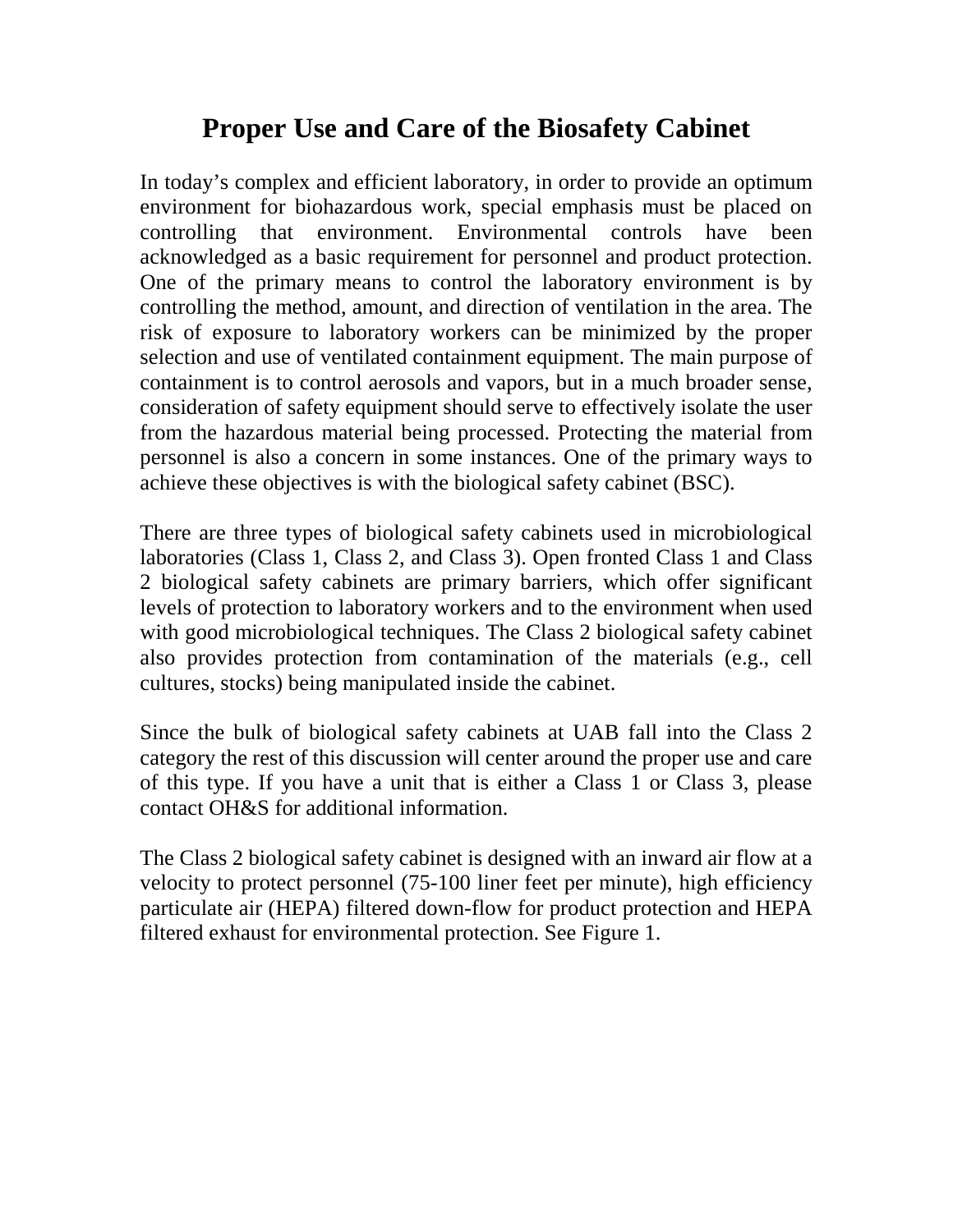# Proper Use and Care of the Biosafety Cabinet

In today's complex and efficient laboratory, in order to provide an optimum environment for biohazardous work, special emphasis must be placed on controlling that environment. Environmental controls have been acknowledged as a basic requirement for personnel and product protection. One of the primary means to control the laboratory environment is by controlling the method, amount, and direction of ventilation in the area. The risk of exposure to laboratory workers can be minimized by the proper selection and use of ventilated containment equipment. The main purpose of containment is to control aerosols and vapors, but in a much broader sense, consideration of safety equipment should serve to effectively isolate the user from the hazardous material being processed. Protecting the material from personnel is also a concern in some instances. One of the primary ways to achieve these objectives is with the biological safety cabinet (BSC).

There are three types of biological safety cabinets used in microbiological laboratories (Class 1, Class 2, and Class 3). Open fronted Class 1 and Class 2 biological safety cabinets are primary barriers, which offer significant levels of protection to laboratory workers and to the environment when used with good microbiological techniques. The Class 2 biological safety cabinet also provides protection from contamination of the materials (e.g., cell cultures, stocks) being manipulated inside the cabinet.

Since the bulk of biological safety cabinets at UAB fall into the Class 2 category the rest of this discussion will center around the proper use and care of this type. If you have a unit that is either a Class 1 or Class 3, please contact OH&S for additional information.

The Class 2 biological safety cabinet is designed with an inward air flow at a velocity to protect personnel (75-100 liner feet per minute), high efficiency particulate air (HEPA) filtered down-flow for product protection and HEPA filtered exhaust for environmental protection. See Figure 1.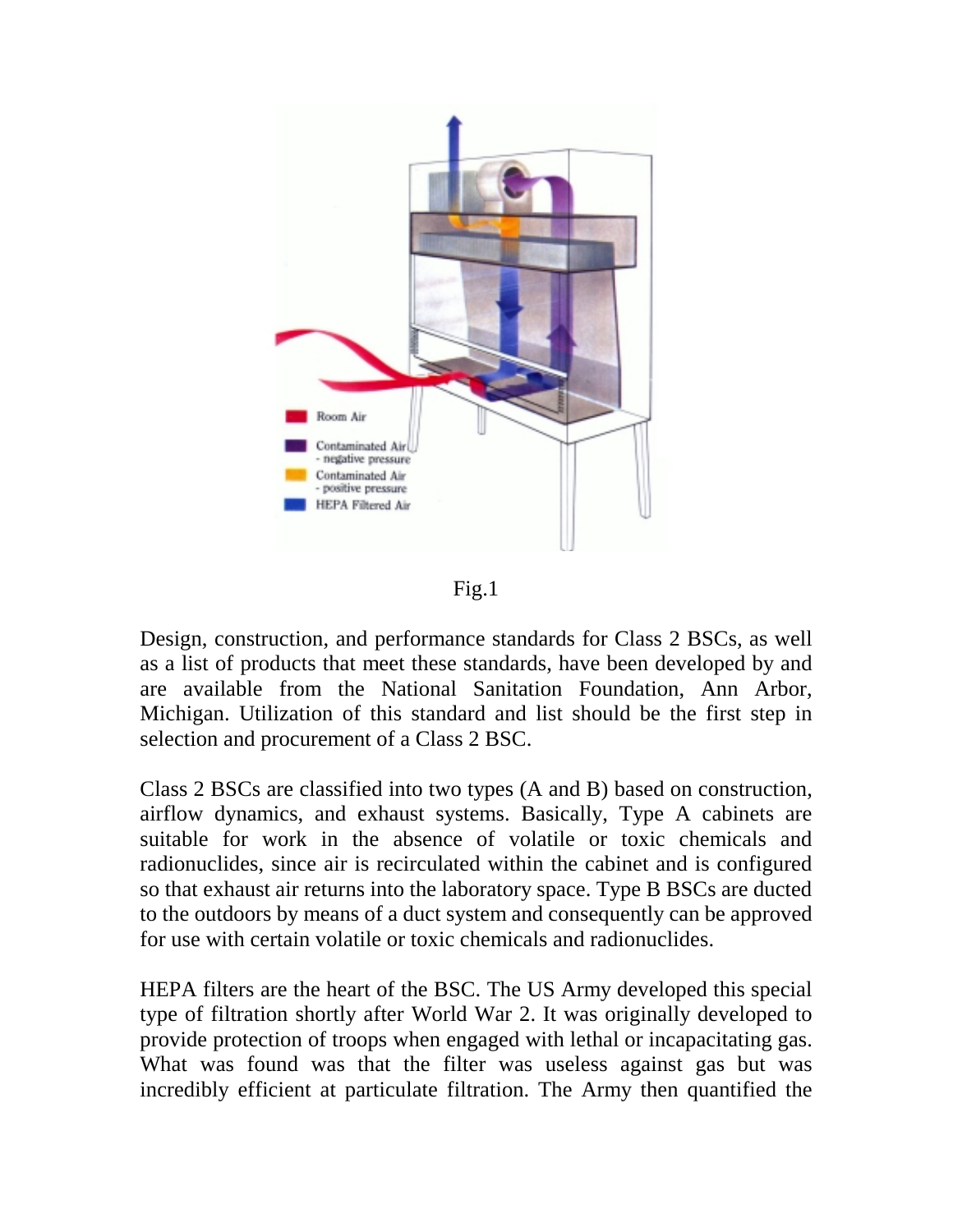Fig.1

Design, construction, and performance standards for Class 2 BSCs, as well as a list of products that meet these standards, have been developed by and are available from the National Sanitation Foundation, Ann Arbor, Michigan. Utilization of this standard and list should be the first step in selection and procurement of a Class 2 BSC.

Class 2 BSCs are classified into two types (A and B) based on construction, airflow dynamics, and exhaust systems. Basically, Type A cabinets are suitable for work in the absence of volatile or toxic chemicals and radionuclides, since air is recirculated within the cabinet and is configured so that exhaust air returns into the laboratory space. Type B BSCs are ducted to the outdoors by means of a duct system and consequently can be approved for use with certain volatile or toxic chemicals and radionuclides.

HEPA filters are the heart of the BSC. The US Army developed this special type of filtration shortly after World War 2. It was originally developed to provide protection of troops when engaged with lethal or incapacitating gas. What was found was that the filter was useless against gas but was incredibly efficient at particulate filtration. The Army then quantified the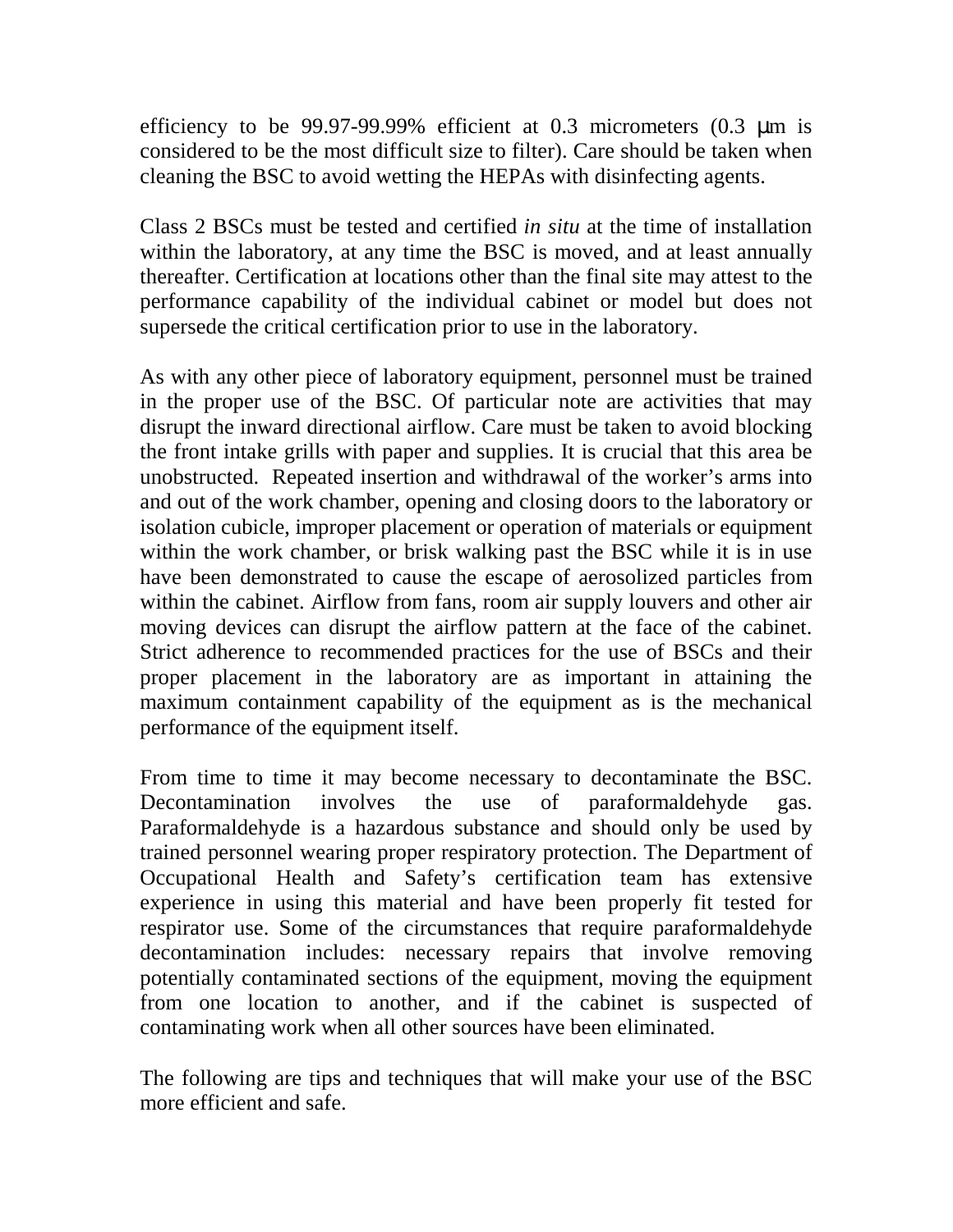efficiency to be 99.97-99.99% efficient at 0.3 micrometers (0.3 μm is considered to be the most difficult size to filter). Care should be taken when cleaning the BSC to avoid wetting the HEPAs with disinfecting agents.

Class 2 BSCs must be tested and certified *in situ* at the time of installation within the laboratory, at any time the BSC is moved, and at least annually thereafter. Certification at locations other than the final site may attest to the performance capability of the individual cabinet or model but does not supersede the critical certification prior to use in the laboratory.

As with any other piece of laboratory equipment, personnel must be trained in the proper use of the BSC. Of particular note are activities that may disrupt the inward directional airflow. Care must be taken to avoid blocking the front intake grills with paper and supplies. It is crucial that this area be unobstructed. Repeated insertion and withdrawal of the worker's arms into and out of the work chamber, opening and closing doors to the laboratory or isolation cubicle, improper placement or operation of materials or equipment within the work chamber, or brisk walking past the BSC while it is in use have been demonstrated to cause the escape of aerosolized particles from within the cabinet. Airflow from fans, room air supply louvers and other air moving devices can disrupt the airflow pattern at the face of the cabinet. Strict adherence to recommended practices for the use of BSCs and their proper placement in the laboratory are as important in attaining the maximum containment capability of the equipment as is the mechanical performance of the equipment itself.

From time to time it may become necessary to decontaminate the BSC. Decontamination involves the use of paraformaldehyde gas. Paraformaldehyde is a hazardous substance and should only be used by trained personnel wearing proper respiratory protection. The Department of Occupational Health and Safety's certification team has extensive experience in using this material and have been properly fit tested for respirator use. Some of the circumstances that require paraformaldehyde decontamination includes: necessary repairs that involve removing potentially contaminated sections of the equipment, moving the equipment from one location to another, and if the cabinet is suspected of contaminating work when all other sources have been eliminated.

The following are tips and techniques that will make your use of the BSC more efficient and safe.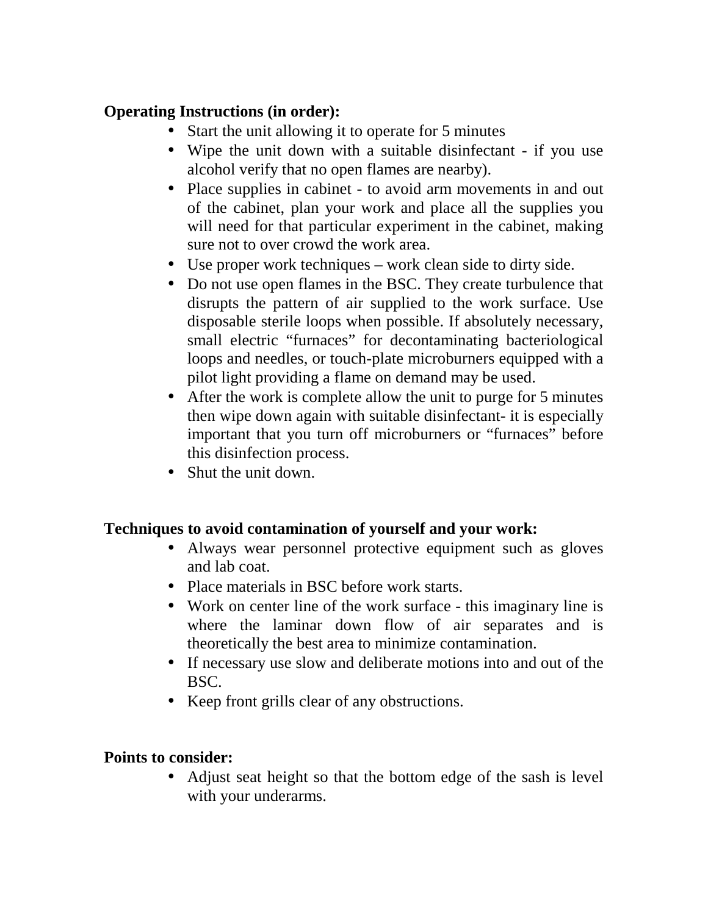**Operating Instructions (in order):**

- Start the unit allowing it to operate for 5 minutes
- Wipe the unit down with a suitable disinfectant - if you use alcohol verify that no open flames are nearby).
- Place supplies in cabinet - to avoid arm movements in and out of the cabinet, plan your work and place all the supplies you will need for that particular experiment in the cabinet, making sure not to over crowd the work area.
- Use proper work techniques – work clean side to dirty side.
- Do not use open flames in the BSC. They create turbulence that disrupts the pattern of air supplied to the work surface. Use disposable sterile loops when possible. If absolutely necessary, small electric “furnaces” for decontaminating bacteriological loops and needles, or touch-plate microburners equipped with a pilot light providing a flame on demand may be used.
- After the work is complete allow the unit to purge for 5 minutes then wipe down again with suitable disinfectant- it is especially important that you turn off microburners or “furnaces” before this disinfection process.
- Shut the unit down.

**Techniques to avoid contamination of yourself and your work:**

- Always wear personnel protective equipment such as gloves and lab coat.
- Place materials in BSC before work starts.
- Work on center line of the work surface - this imaginary line is where the laminar down flow of air separates and is theoretically the best area to minimize contamination.
- If necessary use slow and deliberate motions into and out of the BSC.
- Keep front grills clear of any obstructions.

**Points to consider:**

- Adjust seat height so that the bottom edge of the sash is level with your underarms.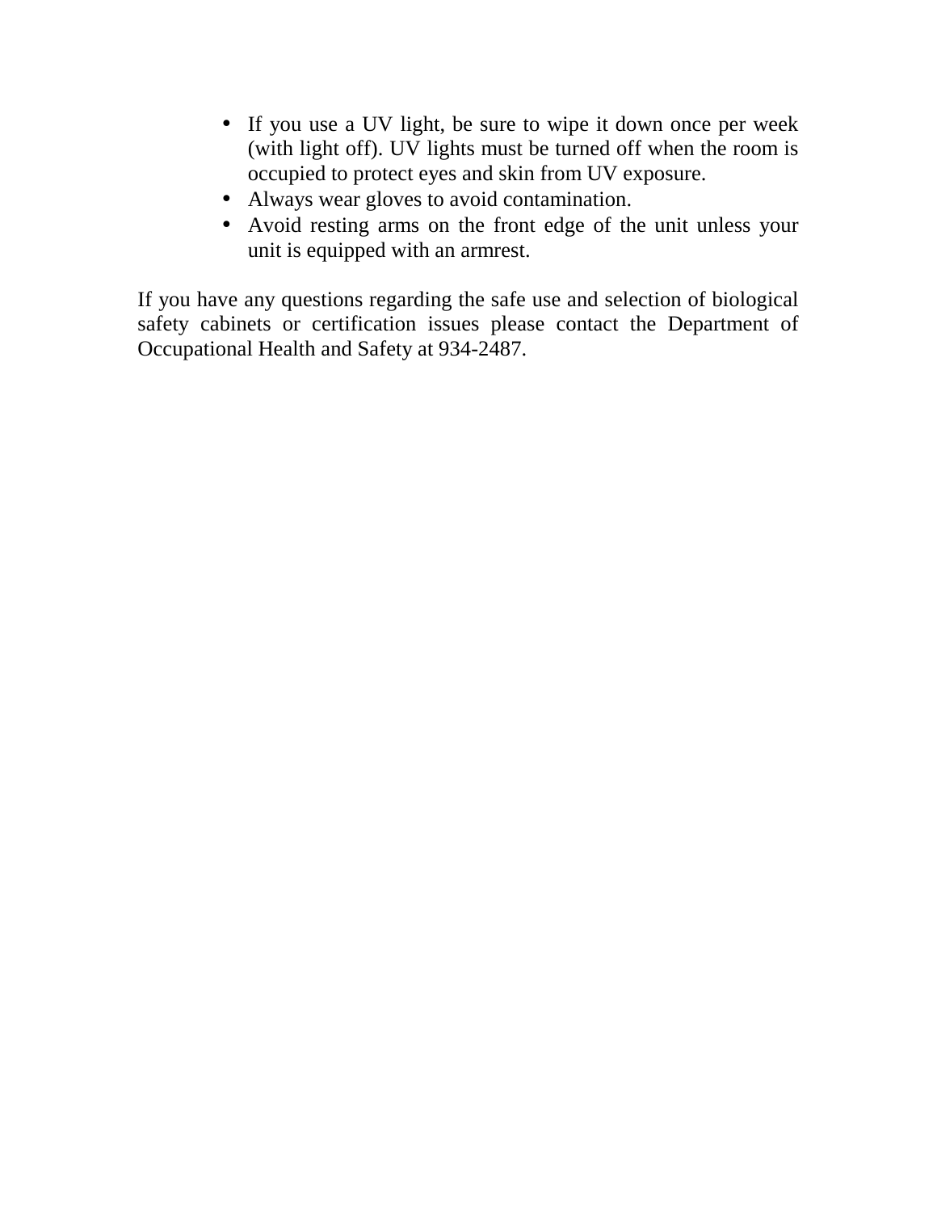- If you use a UV light, be sure to wipe it down once per week (with light off). UV lights must be turned off when the room is occupied to protect eyes and skin from UV exposure.
- Always wear gloves to avoid contamination.
- Avoid resting arms on the front edge of the unit unless your unit is equipped with an armrest.

If you have any questions regarding the safe use and selection of biological safety cabinets or certification issues please contact the Department of Occupational Health and Safety at 934-2487.